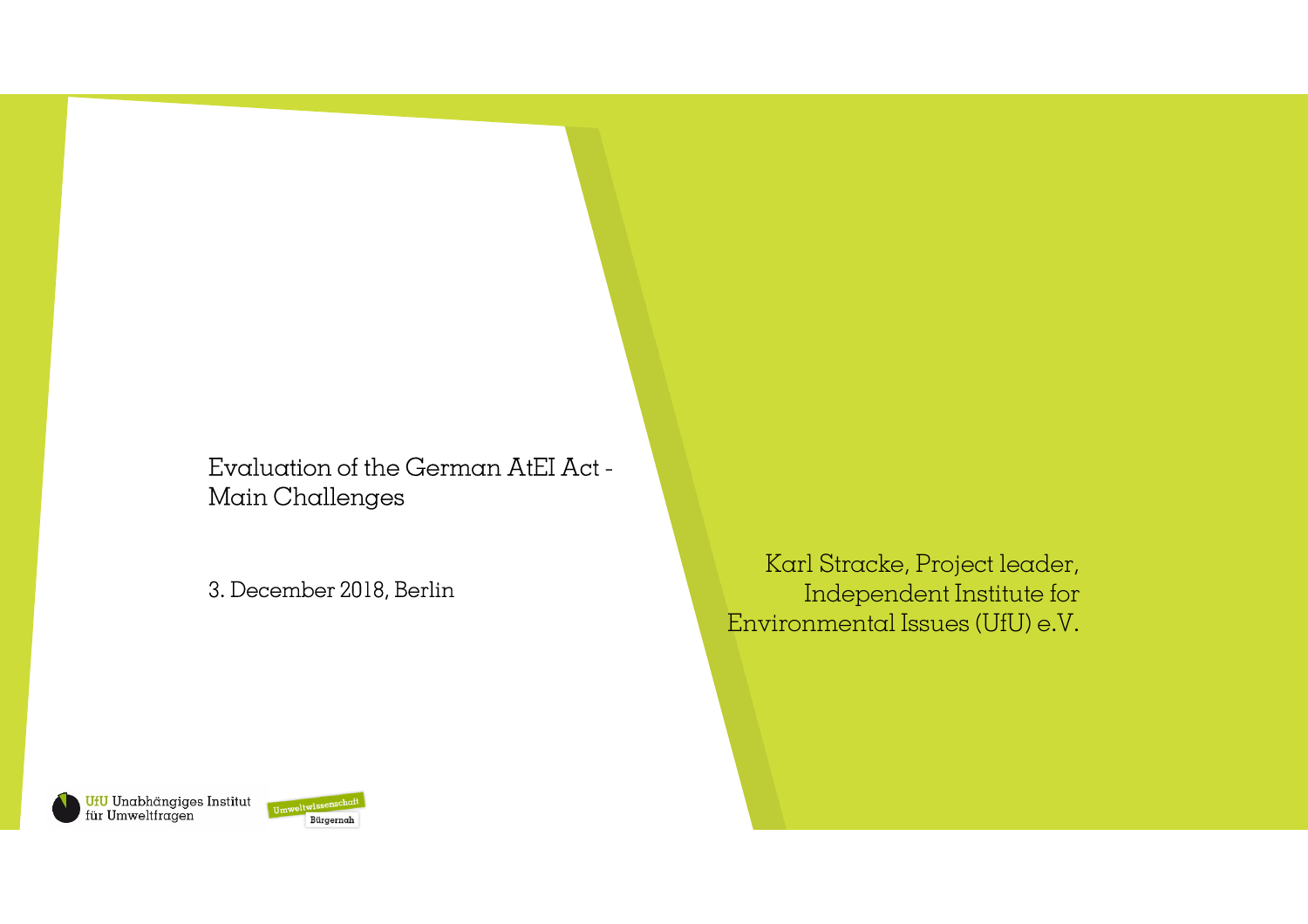# Evaluation of the German AtEI Act - Main Challenges

3. December 2018, Berlin

Karl Stracke, Project leader,
Independent Institute for
Environmental Issues (UfU) e.V.

UfU Unabhängiges Institut für Umweltfragen

Umweltwissenschaft Bürgernah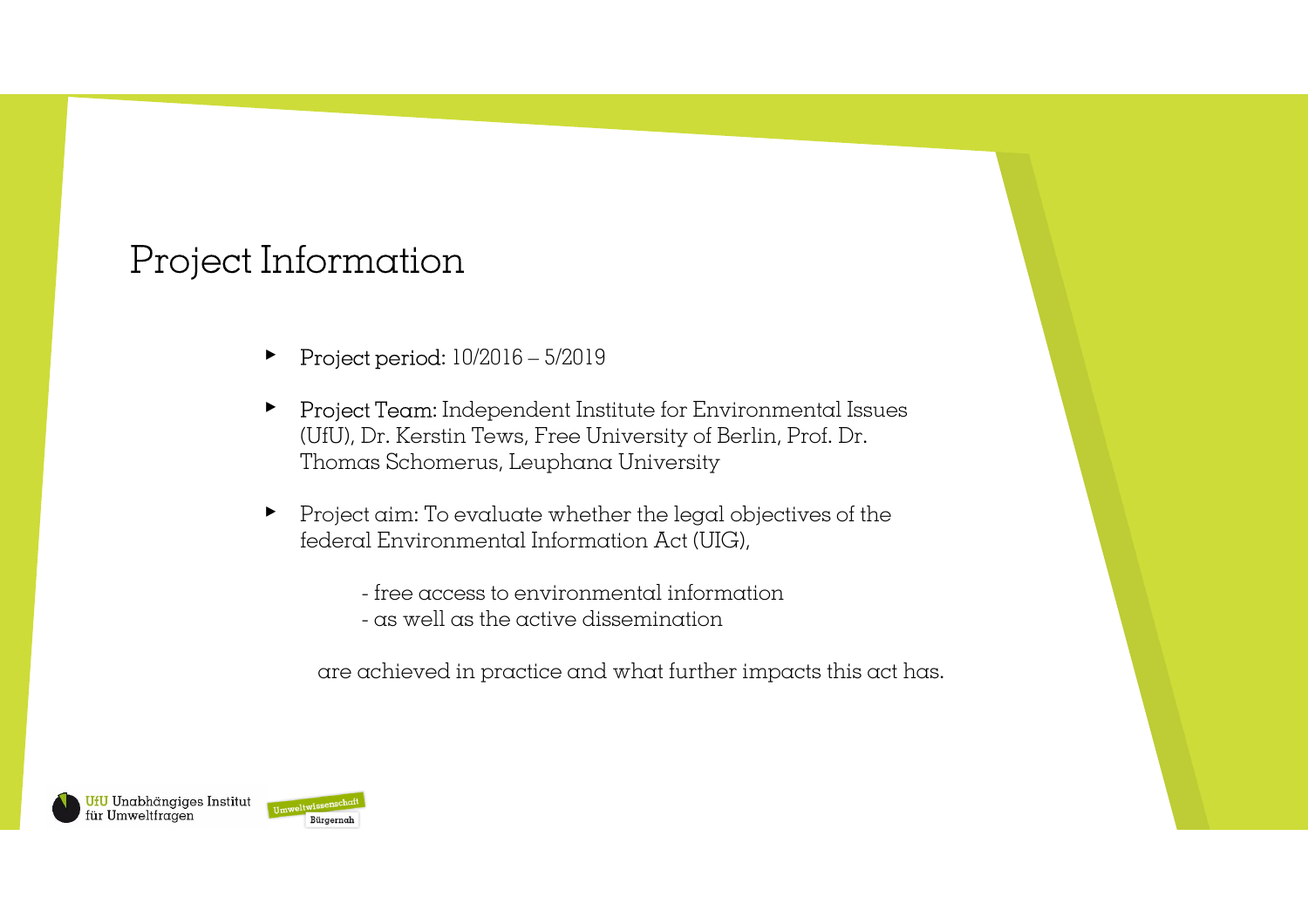# Project Information

- **Project period:** 10/2016 – 5/2019
- **Project Team:** Independent Institute for Environmental Issues (UfU), Dr. Kerstin Tews, Free University of Berlin, Prof. Dr. Thomas Schomerus, Leuphana University
- Project aim: To evaluate whether the legal objectives of the federal Environmental Information Act (UIG),

  - free access to environmental information
  - as well as the active dissemination

  are achieved in practice and what further impacts this act has.

UfU Unabhängiges Institut für Umweltfragen

Umweltwissenschaft Bürgernah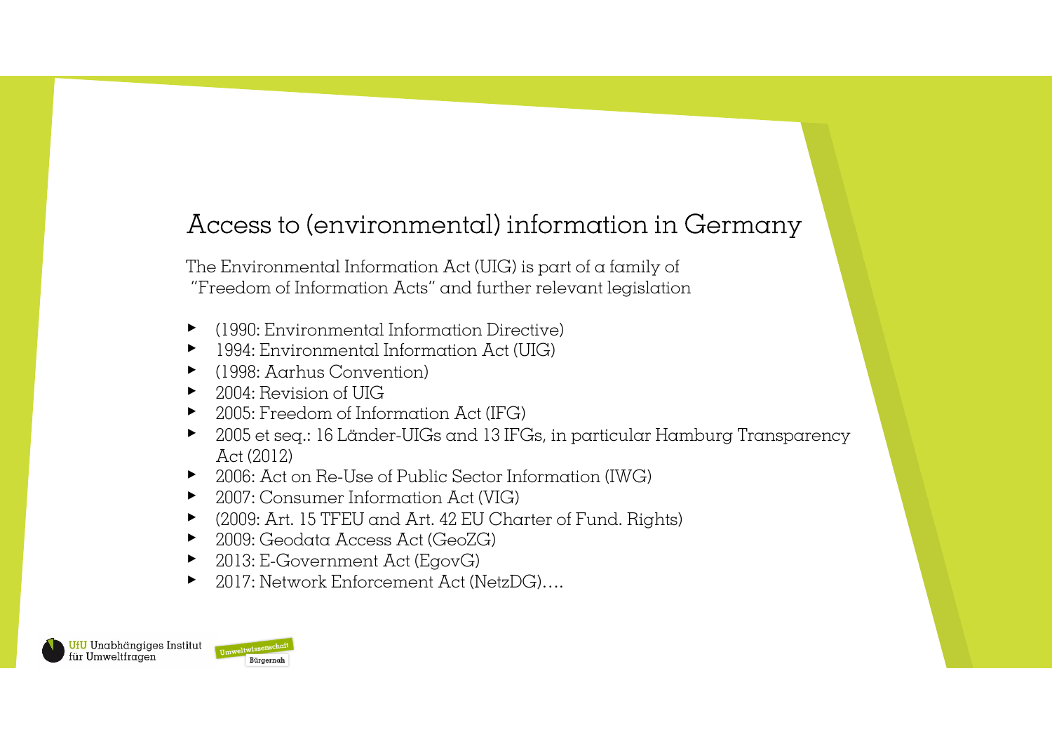# Access to (environmental) information in Germany

The Environmental Information Act (UIG) is part of a family of "Freedom of Information Acts" and further relevant legislation

- (1990: Environmental Information Directive)
- 1994: Environmental Information Act (UIG)
- (1998: Aarhus Convention)
- 2004: Revision of UIG
- 2005: Freedom of Information Act (IFG)
- 2005 et seq.: 16 Länder-UIGs and 13 IFGs, in particular Hamburg Transparency Act (2012)
- 2006: Act on Re-Use of Public Sector Information (IWG)
- 2007: Consumer Information Act (VIG)
- (2009: Art. 15 TFEU and Art. 42 EU Charter of Fund. Rights)
- 2009: Geodata Access Act (GeoZG)
- 2013: E-Government Act (EgovG)
- 2017: Network Enforcement Act (NetzDG)….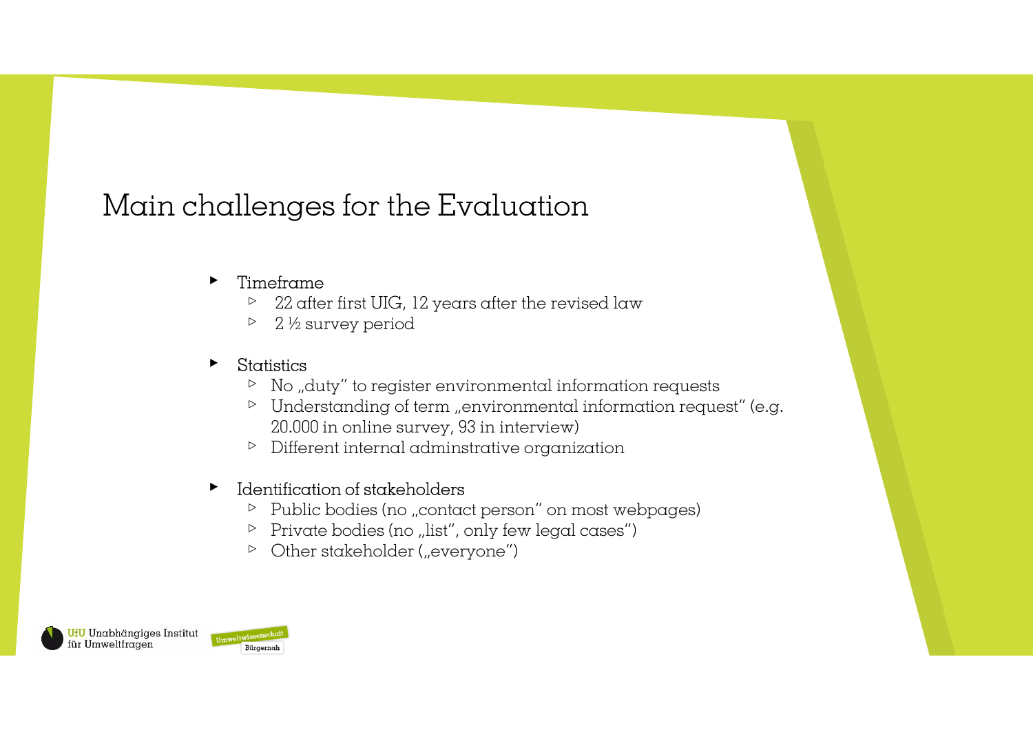# Main challenges for the Evaluation

- Timeframe
  - 22 after first UIG, 12 years after the revised law
  - 2 ½ survey period
- Statistics
  - No „duty" to register environmental information requests
  - Understanding of term „environmental information request" (e.g. 20.000 in online survey, 93 in interview)
  - Different internal adminstrative organization
- Identification of stakeholders
  - Public bodies (no „contact person" on most webpages)
  - Private bodies (no „list", only few legal cases")
  - Other stakeholder („everyone")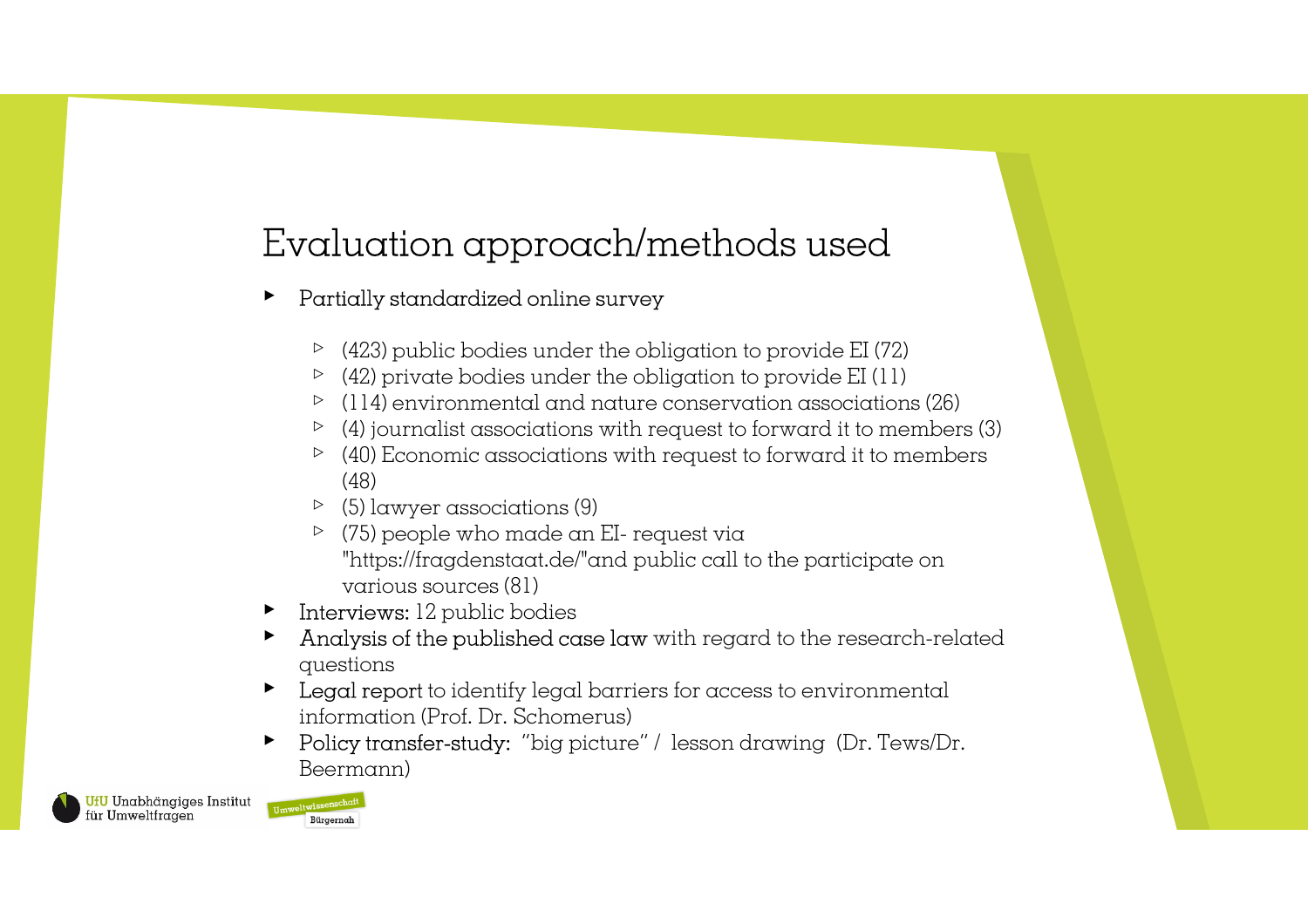# Evaluation approach/methods used

- Partially standardized online survey
  - (423) public bodies under the obligation to provide EI (72)
  - (42) private bodies under the obligation to provide EI (11)
  - (114) environmental and nature conservation associations (26)
  - (4) journalist associations with request to forward it to members (3)
  - (40) Economic associations with request to forward it to members (48)
  - (5) lawyer associations (9)
  - (75) people who made an EI- request via "https://fragdenstaat.de/"and public call to the participate on various sources (81)
- **Interviews:** 12 public bodies
- **Analysis of the published case law** with regard to the research-related questions
- **Legal report** to identify legal barriers for access to environmental information (Prof. Dr. Schomerus)
- **Policy transfer-study:** "big picture" / lesson drawing (Dr. Tews/Dr. Beermann)

UfU Unabhängiges Institut für Umweltfragen

Umweltwissenschaft Bürgernah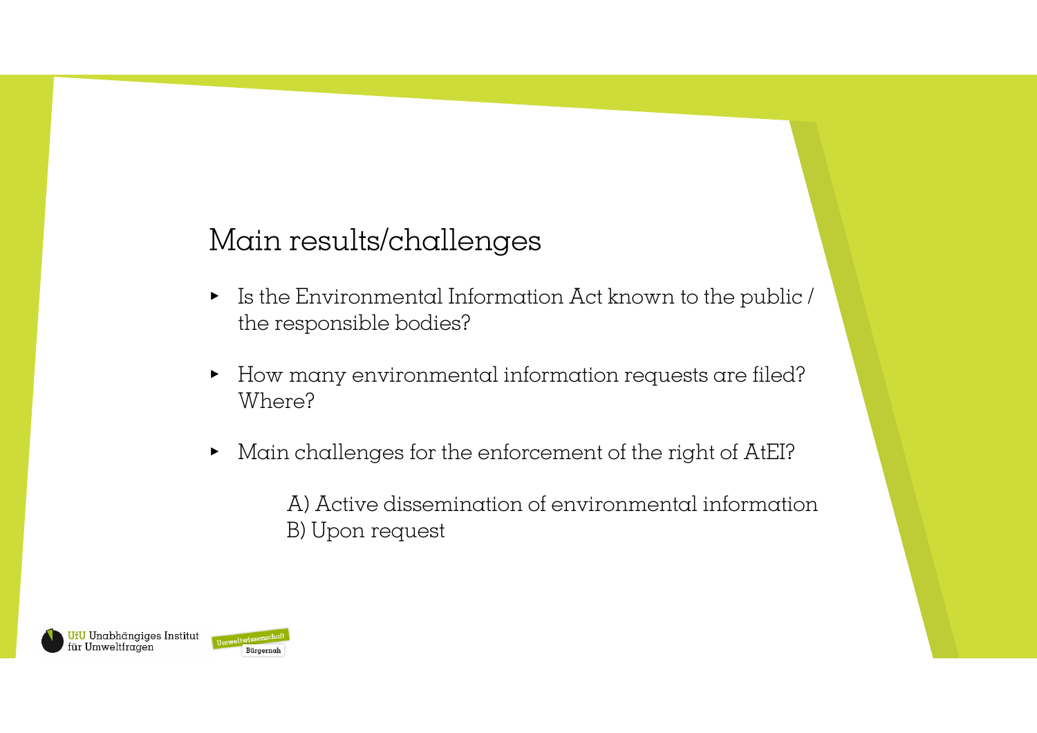## Main results/challenges

- Is the Environmental Information Act known to the public / the responsible bodies?
- How many environmental information requests are filed? Where?
- Main challenges for the enforcement of the right of AtEI?

  A) Active dissemination of environmental information
  B) Upon request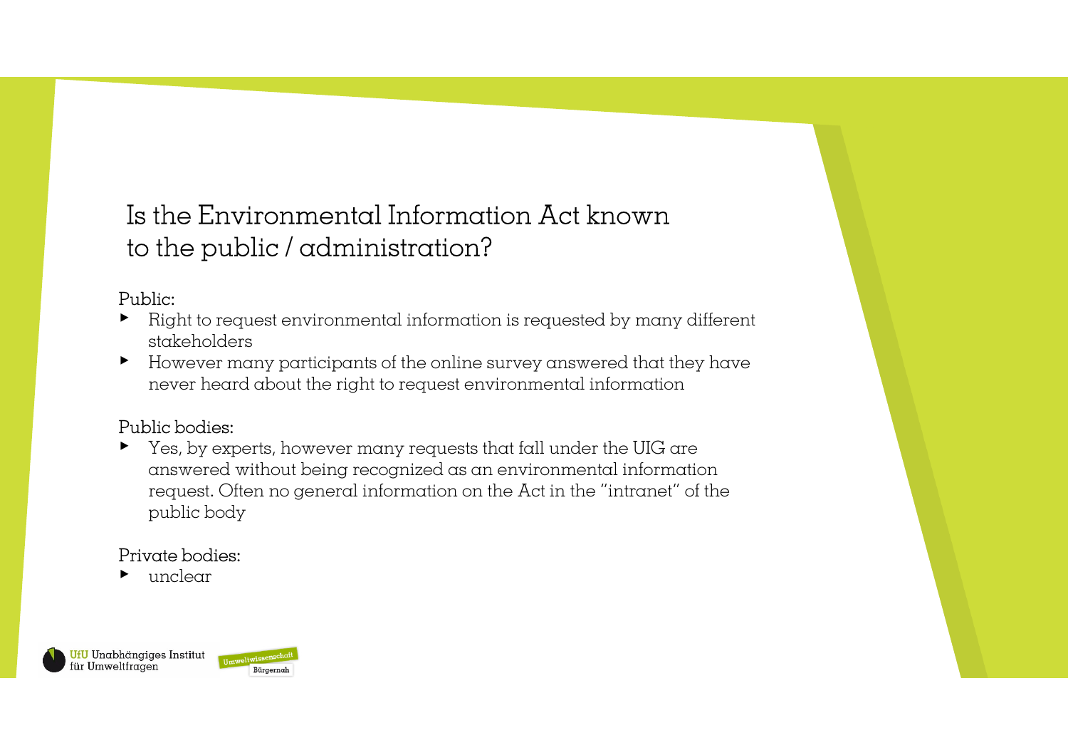# Is the Environmental Information Act known to the public / administration?

Public:

- Right to request environmental information is requested by many different stakeholders
- However many participants of the online survey answered that they have never heard about the right to request environmental information

Public bodies:

- Yes, by experts, however many requests that fall under the UIG are answered without being recognized as an environmental information request. Often no general information on the Act in the "intranet" of the public body

Private bodies:

- unclear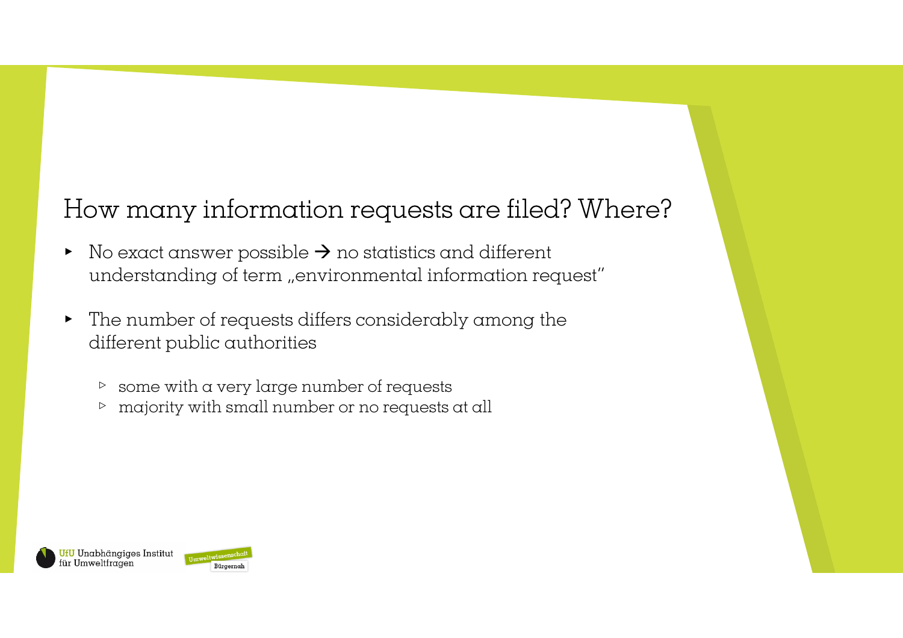## How many information requests are filed? Where?

- No exact answer possible → no statistics and different understanding of term „environmental information request"
- The number of requests differs considerably among the different public authorities
  - some with a very large number of requests
  - majority with small number or no requests at all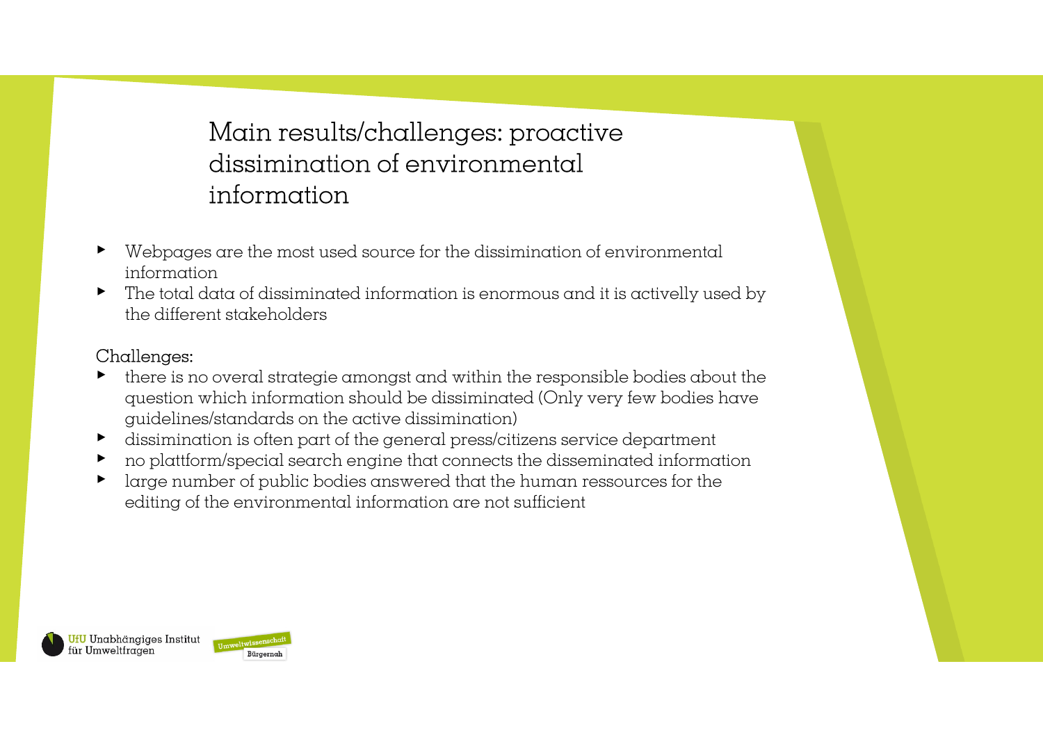# Main results/challenges: proactive dissimination of environmental information

- Webpages are the most used source for the dissimination of environmental information
- The total data of dissiminated information is enormous and it is activelly used by the different stakeholders

Challenges:

- there is no overal strategie amongst and within the responsible bodies about the question which information should be dissiminated (Only very few bodies have guidelines/standards on the active dissimination)
- dissimination is often part of the general press/citizens service department
- no plattform/special search engine that connects the disseminated information
- large number of public bodies answered that the human ressources for the editing of the environmental information are not sufficient

UfU Unabhängiges Institut für Umweltfragen

Umweltwissenschaft Bürgernah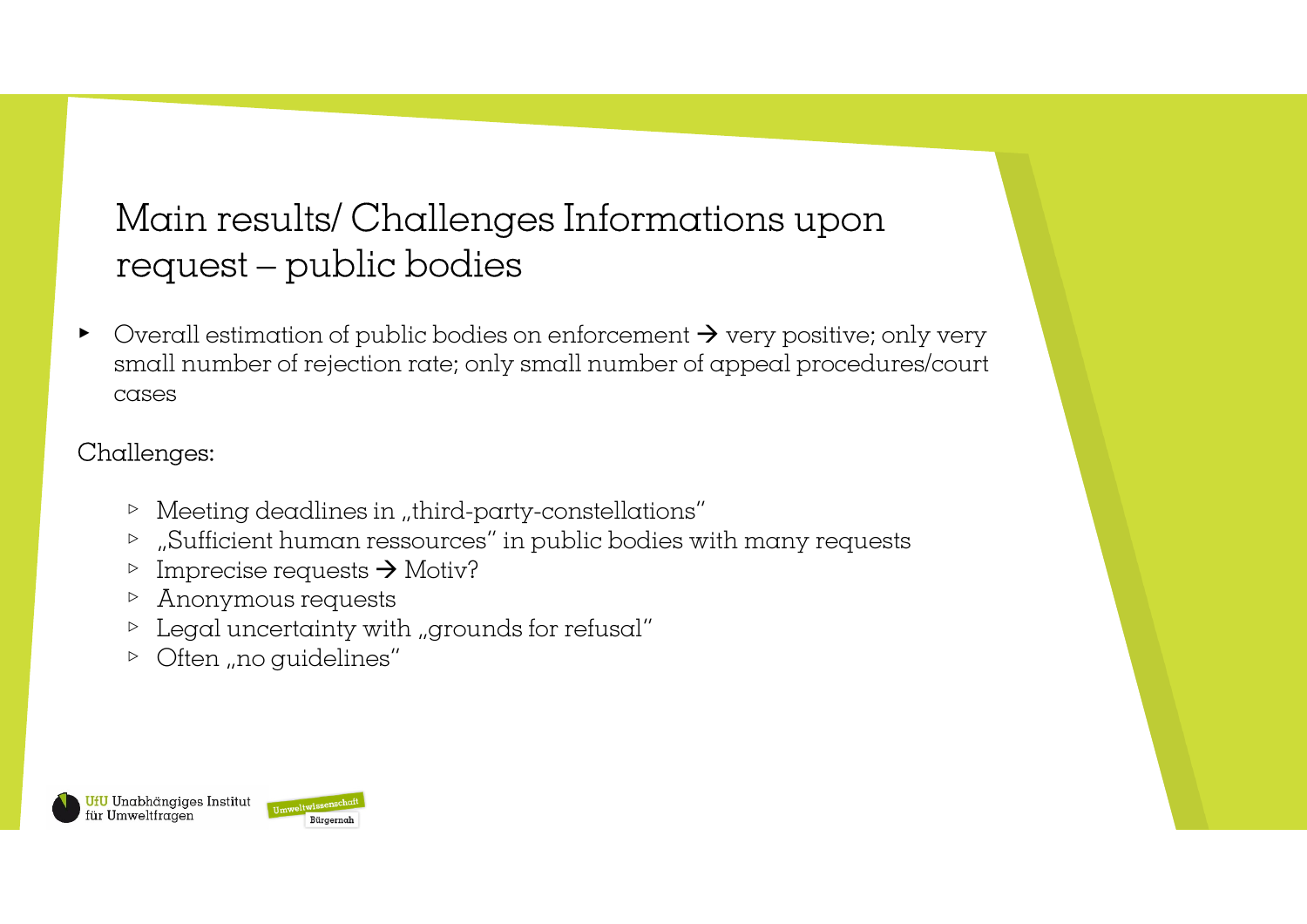# Main results/ Challenges Informations upon request – public bodies

- Overall estimation of public bodies on enforcement → very positive; only very small number of rejection rate; only small number of appeal procedures/court cases

Challenges:

- Meeting deadlines in „third-party-constellations"
- „Sufficient human ressources" in public bodies with many requests
- Imprecise requests → Motiv?
- Anonymous requests
- Legal uncertainty with „grounds for refusal"
- Often „no guidelines"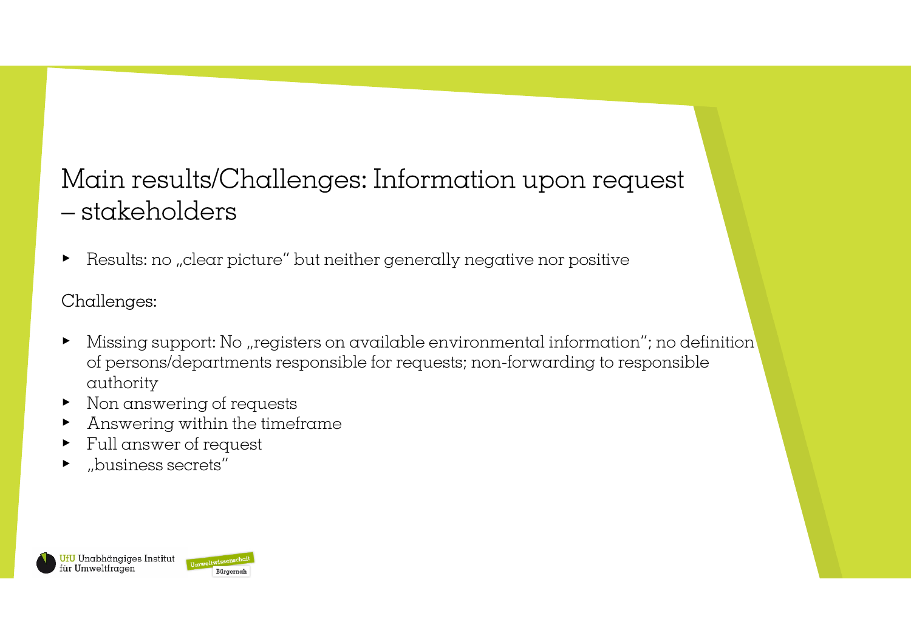# Main results/Challenges: Information upon request – stakeholders

- Results: no „clear picture" but neither generally negative nor positive

Challenges:

- Missing support: No „registers on available environmental information"; no definition of persons/departments responsible for requests; non-forwarding to responsible authority
- Non answering of requests
- Answering within the timeframe
- Full answer of request
- „business secrets"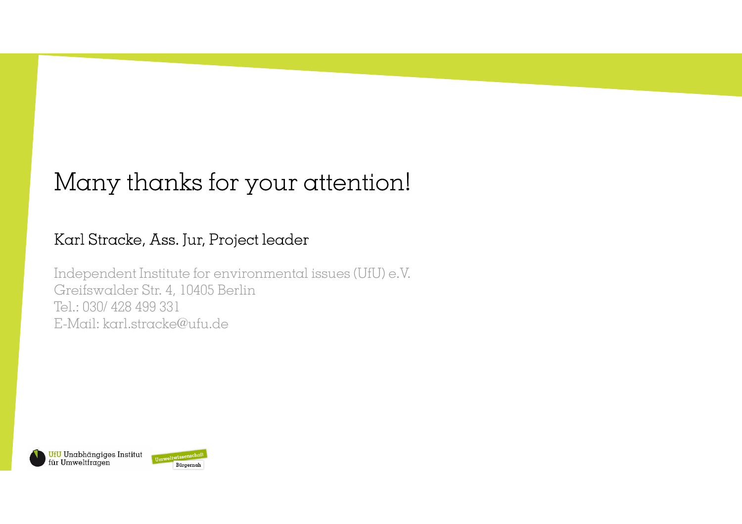# Many thanks for your attention!

Karl Stracke, Ass. Jur, Project leader

Independent Institute for environmental issues (UfU) e.V.
Greifswalder Str. 4, 10405 Berlin
Tel.: 030/ 428 499 331
E-Mail: karl.stracke@ufu.de

UfU Unabhängiges Institut für Umweltfragen

Umweltwissenschaft Bürgernah